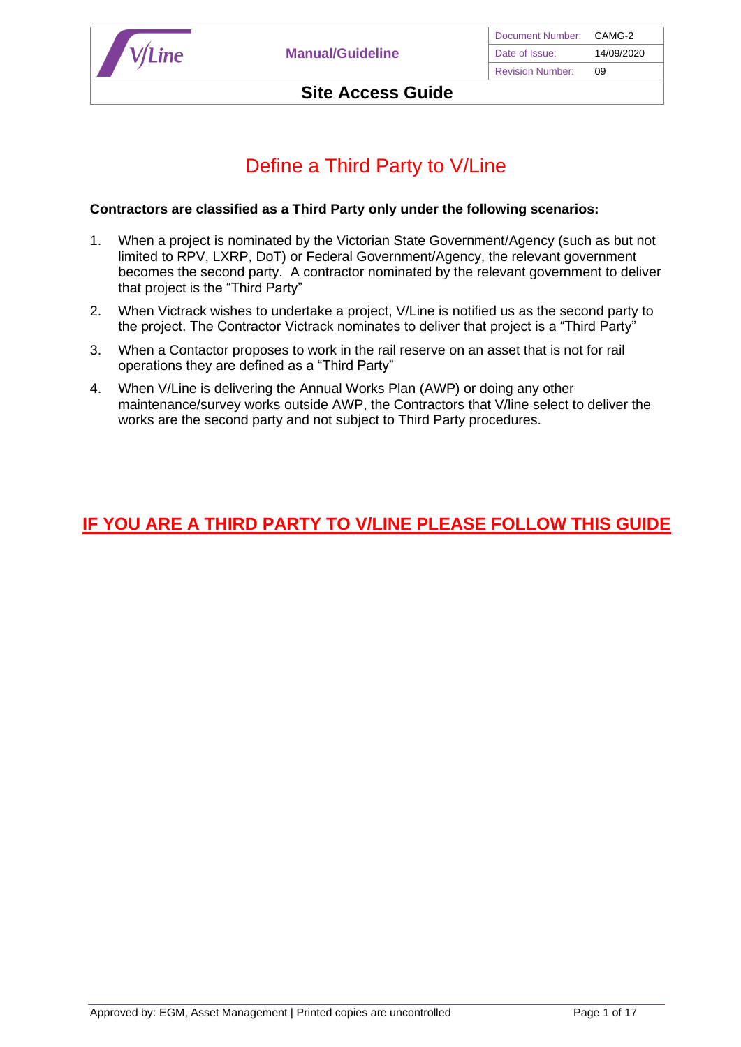| V/Line | Manual/Guideline | Document Number: | CAMG-2 |
| --- | --- | --- | --- |
| | | Date of Issue: | 14/09/2020 |
| | | Revision Number: | 09 |

# Site Access Guide

## Define a Third Party to V/Line

**Contractors are classified as a Third Party only under the following scenarios:**

1. When a project is nominated by the Victorian State Government/Agency (such as but not limited to RPV, LXRP, DoT) or Federal Government/Agency, the relevant government becomes the second party. A contractor nominated by the relevant government to deliver that project is the "Third Party"
2. When Victrack wishes to undertake a project, V/Line is notified us as the second party to the project. The Contractor Victrack nominates to deliver that project is a "Third Party"
3. When a Contactor proposes to work in the rail reserve on an asset that is not for rail operations they are defined as a "Third Party"
4. When V/Line is delivering the Annual Works Plan (AWP) or doing any other maintenance/survey works outside AWP, the Contractors that V/line select to deliver the works are the second party and not subject to Third Party procedures.

**IF YOU ARE A THIRD PARTY TO V/LINE PLEASE FOLLOW THIS GUIDE**

Approved by: EGM, Asset Management | Printed copies are uncontrolled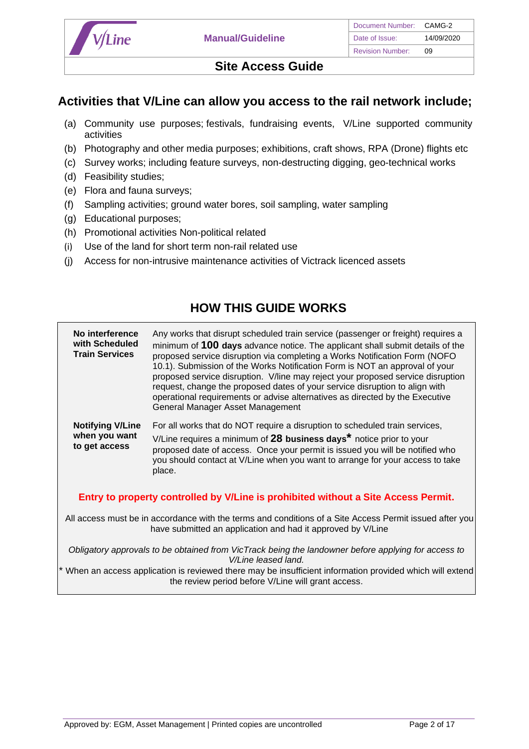## Activities that V/Line can allow you access to the rail network include;

(a) Community use purposes; festivals, fundraising events, V/Line supported community activities
(b) Photography and other media purposes; exhibitions, craft shows, RPA (Drone) flights etc
(c) Survey works; including feature surveys, non-destructing digging, geo-technical works
(d) Feasibility studies;
(e) Flora and fauna surveys;
(f) Sampling activities; ground water bores, soil sampling, water sampling
(g) Educational purposes;
(h) Promotional activities Non-political related
(i) Use of the land for short term non-rail related use
(j) Access for non-intrusive maintenance activities of Victrack licenced assets

## HOW THIS GUIDE WORKS

| | |
|---|---|
| **No interference with Scheduled Train Services** | Any works that disrupt scheduled train service (passenger or freight) requires a minimum of **100 days** advance notice. The applicant shall submit details of the proposed service disruption via completing a Works Notification Form (NOFO 10.1). Submission of the Works Notification Form is NOT an approval of your proposed service disruption. V/line may reject your proposed service disruption request, change the proposed dates of your service disruption to align with operational requirements or advise alternatives as directed by the Executive General Manager Asset Management |
| **Notifying V/Line when you want to get access** | For all works that do NOT require a disruption to scheduled train services, V/Line requires a minimum of **28 business days*** notice prior to your proposed date of access. Once your permit is issued you will be notified who you should contact at V/Line when you want to arrange for your access to take place. |

**Entry to property controlled by V/Line is prohibited without a Site Access Permit.**

All access must be in accordance with the terms and conditions of a Site Access Permit issued after you have submitted an application and had it approved by V/Line

*Obligatory approvals to be obtained from VicTrack being the landowner before applying for access to V/Line leased land.*

* When an access application is reviewed there may be insufficient information provided which will extend the review period before V/Line will grant access.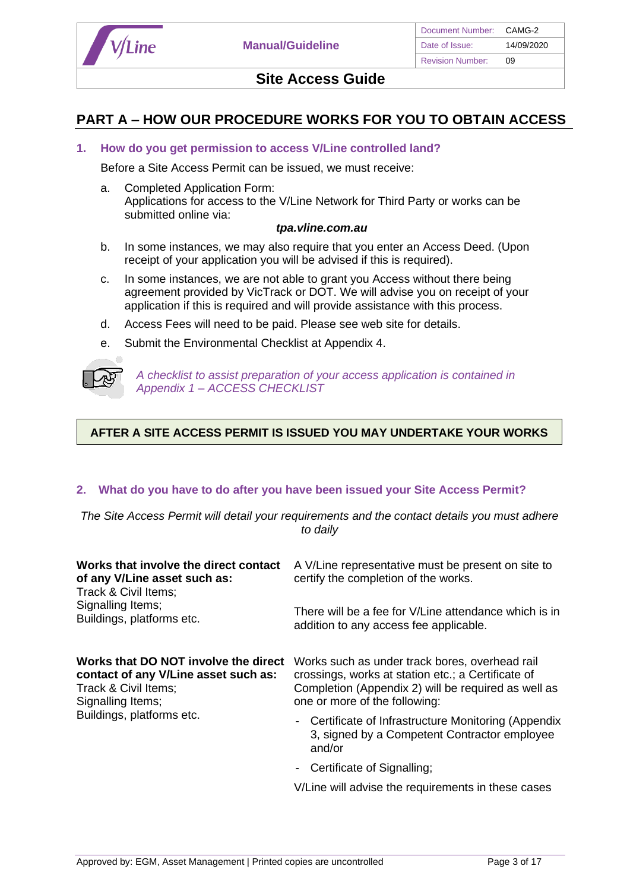# PART A – HOW OUR PROCEDURE WORKS FOR YOU TO OBTAIN ACCESS

## 1. How do you get permission to access V/Line controlled land?

Before a Site Access Permit can be issued, we must receive:

a. Completed Application Form:
   Applications for access to the V/Line Network for Third Party or works can be submitted online via:

   ***tpa.vline.com.au***

b. In some instances, we may also require that you enter an Access Deed. (Upon receipt of your application you will be advised if this is required).

c. In some instances, we are not able to grant you Access without there being agreement provided by VicTrack or DOT. We will advise you on receipt of your application if this is required and will provide assistance with this process.

d. Access Fees will need to be paid. Please see web site for details.

e. Submit the Environmental Checklist at Appendix 4.

*A checklist to assist preparation of your access application is contained in Appendix 1 – ACCESS CHECKLIST*

**AFTER A SITE ACCESS PERMIT IS ISSUED YOU MAY UNDERTAKE YOUR WORKS**

## 2. What do you have to do after you have been issued your Site Access Permit?

*The Site Access Permit will detail your requirements and the contact details you must adhere to daily*

| | |
|---|---|
| **Works that involve the direct contact of any V/Line asset such as:**<br>Track & Civil Items;<br>Signalling Items;<br>Buildings, platforms etc. | A V/Line representative must be present on site to certify the completion of the works.<br><br>There will be a fee for V/Line attendance which is in addition to any access fee applicable. |
| **Works that DO NOT involve the direct contact of any V/Line asset such as:**<br>Track & Civil Items;<br>Signalling Items;<br>Buildings, platforms etc. | Works such as under track bores, overhead rail crossings, works at station etc.; a Certificate of Completion (Appendix 2) will be required as well as one or more of the following:<br>- Certificate of Infrastructure Monitoring (Appendix 3, signed by a Competent Contractor employee and/or<br>- Certificate of Signalling;<br><br>V/Line will advise the requirements in these cases |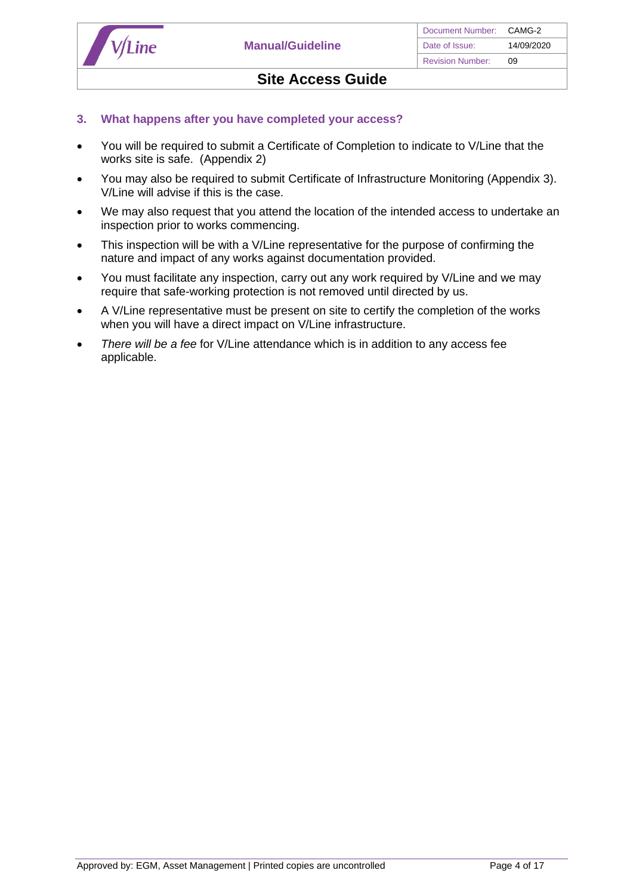## 3. What happens after you have completed your access?

- You will be required to submit a Certificate of Completion to indicate to V/Line that the works site is safe. (Appendix 2)
- You may also be required to submit Certificate of Infrastructure Monitoring (Appendix 3). V/Line will advise if this is the case.
- We may also request that you attend the location of the intended access to undertake an inspection prior to works commencing.
- This inspection will be with a V/Line representative for the purpose of confirming the nature and impact of any works against documentation provided.
- You must facilitate any inspection, carry out any work required by V/Line and we may require that safe-working protection is not removed until directed by us.
- A V/Line representative must be present on site to certify the completion of the works when you will have a direct impact on V/Line infrastructure.
- *There will be a fee* for V/Line attendance which is in addition to any access fee applicable.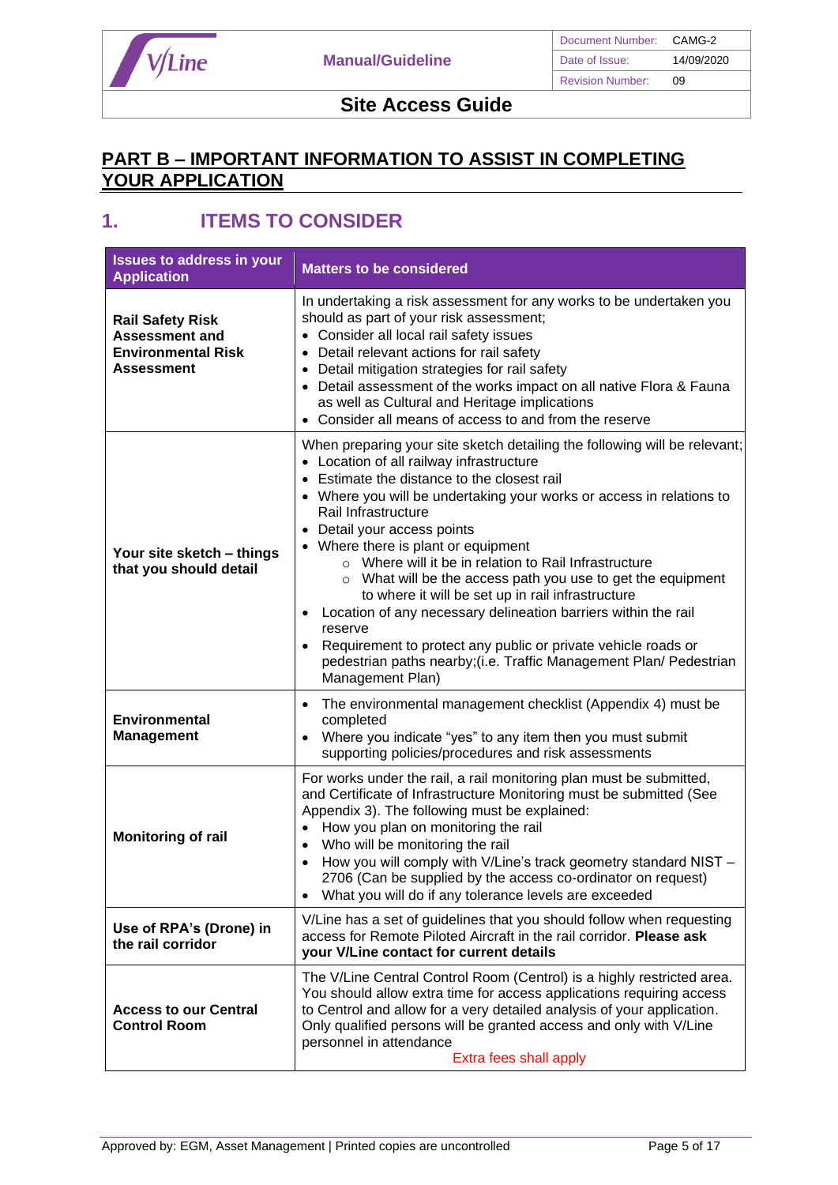## PART B – IMPORTANT INFORMATION TO ASSIST IN COMPLETING YOUR APPLICATION

## 1. ITEMS TO CONSIDER

| Issues to address in your Application | Matters to be considered |
|---|---|
| **Rail Safety Risk Assessment and Environmental Risk Assessment** | In undertaking a risk assessment for any works to be undertaken you should as part of your risk assessment;<br>• Consider all local rail safety issues<br>• Detail relevant actions for rail safety<br>• Detail mitigation strategies for rail safety<br>• Detail assessment of the works impact on all native Flora & Fauna as well as Cultural and Heritage implications<br>• Consider all means of access to and from the reserve |
| **Your site sketch – things that you should detail** | When preparing your site sketch detailing the following will be relevant;<br>• Location of all railway infrastructure<br>• Estimate the distance to the closest rail<br>• Where you will be undertaking your works or access in relations to Rail Infrastructure<br>• Detail your access points<br>• Where there is plant or equipment<br>&nbsp;&nbsp;&nbsp;&nbsp;○ Where will it be in relation to Rail Infrastructure<br>&nbsp;&nbsp;&nbsp;&nbsp;○ What will be the access path you use to get the equipment to where it will be set up in rail infrastructure<br>• Location of any necessary delineation barriers within the rail reserve<br>• Requirement to protect any public or private vehicle roads or pedestrian paths nearby;(i.e. Traffic Management Plan/ Pedestrian Management Plan) |
| **Environmental Management** | • The environmental management checklist (Appendix 4) must be completed<br>• Where you indicate "yes" to any item then you must submit supporting policies/procedures and risk assessments |
| **Monitoring of rail** | For works under the rail, a rail monitoring plan must be submitted, and Certificate of Infrastructure Monitoring must be submitted (See Appendix 3). The following must be explained:<br>• How you plan on monitoring the rail<br>• Who will be monitoring the rail<br>• How you will comply with V/Line's track geometry standard NIST – 2706 (Can be supplied by the access co-ordinator on request)<br>• What you will do if any tolerance levels are exceeded |
| **Use of RPA's (Drone) in the rail corridor** | V/Line has a set of guidelines that you should follow when requesting access for Remote Piloted Aircraft in the rail corridor. **Please ask your V/Line contact for current details** |
| **Access to our Central Control Room** | The V/Line Central Control Room (Centrol) is a highly restricted area. You should allow extra time for access applications requiring access to Control and allow for a very detailed analysis of your application. Only qualified persons will be granted access and only with V/Line personnel in attendance<br>Extra fees shall apply |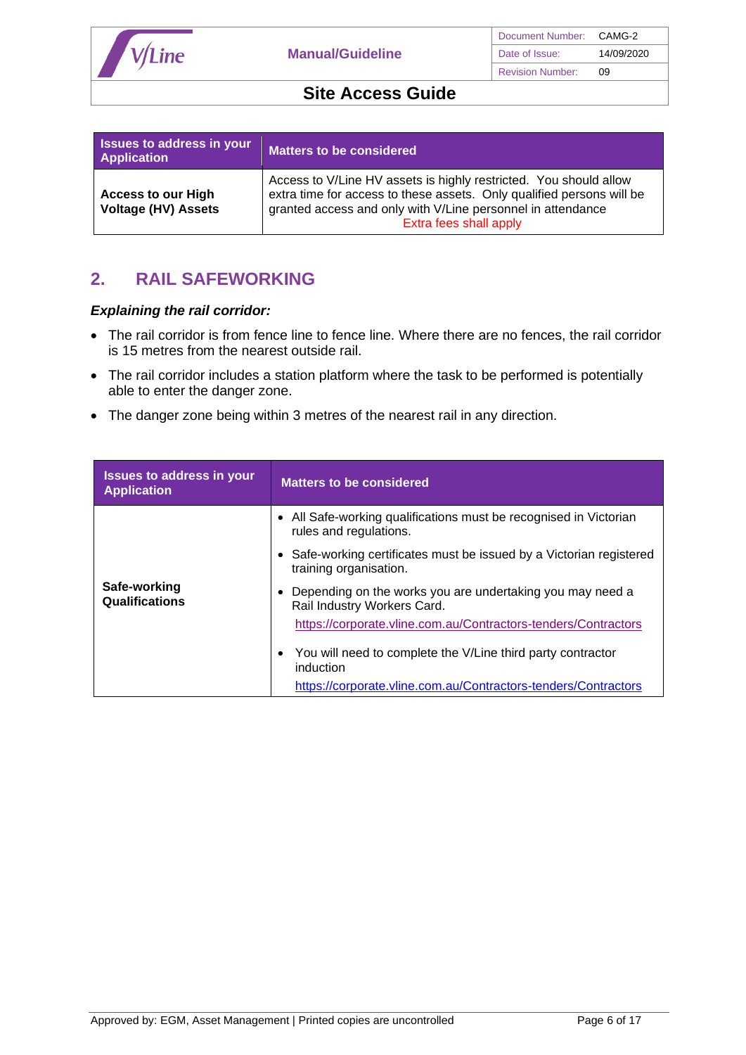| Issues to address in your Application | Matters to be considered |
|---|---|
| **Access to our High Voltage (HV) Assets** | Access to V/Line HV assets is highly restricted. You should allow extra time for access to these assets. Only qualified persons will be granted access and only with V/Line personnel in attendance<br>Extra fees shall apply |

## 2. RAIL SAFEWORKING

***Explaining the rail corridor:***

- The rail corridor is from fence line to fence line. Where there are no fences, the rail corridor is 15 metres from the nearest outside rail.
- The rail corridor includes a station platform where the task to be performed is potentially able to enter the danger zone.
- The danger zone being within 3 metres of the nearest rail in any direction.

| Issues to address in your Application | Matters to be considered |
|---|---|
| **Safe-working Qualifications** | • All Safe-working qualifications must be recognised in Victorian rules and regulations.<br>• Safe-working certificates must be issued by a Victorian registered training organisation.<br>• Depending on the works you are undertaking you may need a Rail Industry Workers Card.<br>https://corporate.vline.com.au/Contractors-tenders/Contractors<br>• You will need to complete the V/Line third party contractor induction<br>https://corporate.vline.com.au/Contractors-tenders/Contractors |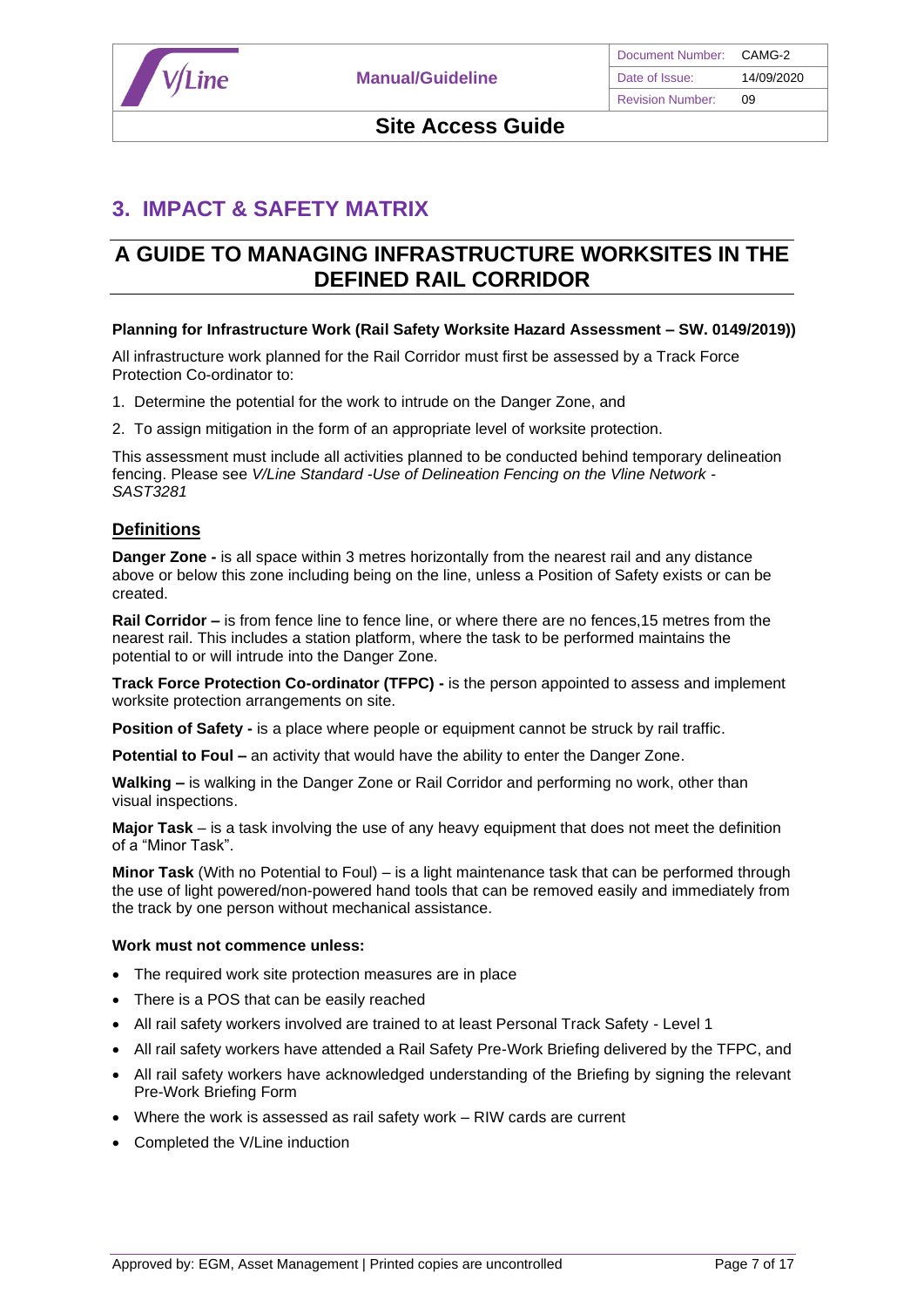# 3. IMPACT & SAFETY MATRIX

## A GUIDE TO MANAGING INFRASTRUCTURE WORKSITES IN THE DEFINED RAIL CORRIDOR

**Planning for Infrastructure Work (Rail Safety Worksite Hazard Assessment – SW. 0149/2019))**

All infrastructure work planned for the Rail Corridor must first be assessed by a Track Force Protection Co-ordinator to:

1. Determine the potential for the work to intrude on the Danger Zone, and
2. To assign mitigation in the form of an appropriate level of worksite protection.

This assessment must include all activities planned to be conducted behind temporary delineation fencing. Please see *V/Line Standard -Use of Delineation Fencing on the Vline Network - SAST3281*

### Definitions

**Danger Zone -** is all space within 3 metres horizontally from the nearest rail and any distance above or below this zone including being on the line, unless a Position of Safety exists or can be created.

**Rail Corridor –** is from fence line to fence line, or where there are no fences,15 metres from the nearest rail. This includes a station platform, where the task to be performed maintains the potential to or will intrude into the Danger Zone.

**Track Force Protection Co-ordinator (TFPC) -** is the person appointed to assess and implement worksite protection arrangements on site.

**Position of Safety -** is a place where people or equipment cannot be struck by rail traffic.

**Potential to Foul –** an activity that would have the ability to enter the Danger Zone.

**Walking –** is walking in the Danger Zone or Rail Corridor and performing no work, other than visual inspections.

**Major Task** – is a task involving the use of any heavy equipment that does not meet the definition of a "Minor Task".

**Minor Task** (With no Potential to Foul) – is a light maintenance task that can be performed through the use of light powered/non-powered hand tools that can be removed easily and immediately from the track by one person without mechanical assistance.

**Work must not commence unless:**

- The required work site protection measures are in place
- There is a POS that can be easily reached
- All rail safety workers involved are trained to at least Personal Track Safety - Level 1
- All rail safety workers have attended a Rail Safety Pre-Work Briefing delivered by the TFPC, and
- All rail safety workers have acknowledged understanding of the Briefing by signing the relevant Pre-Work Briefing Form
- Where the work is assessed as rail safety work – RIW cards are current
- Completed the V/Line induction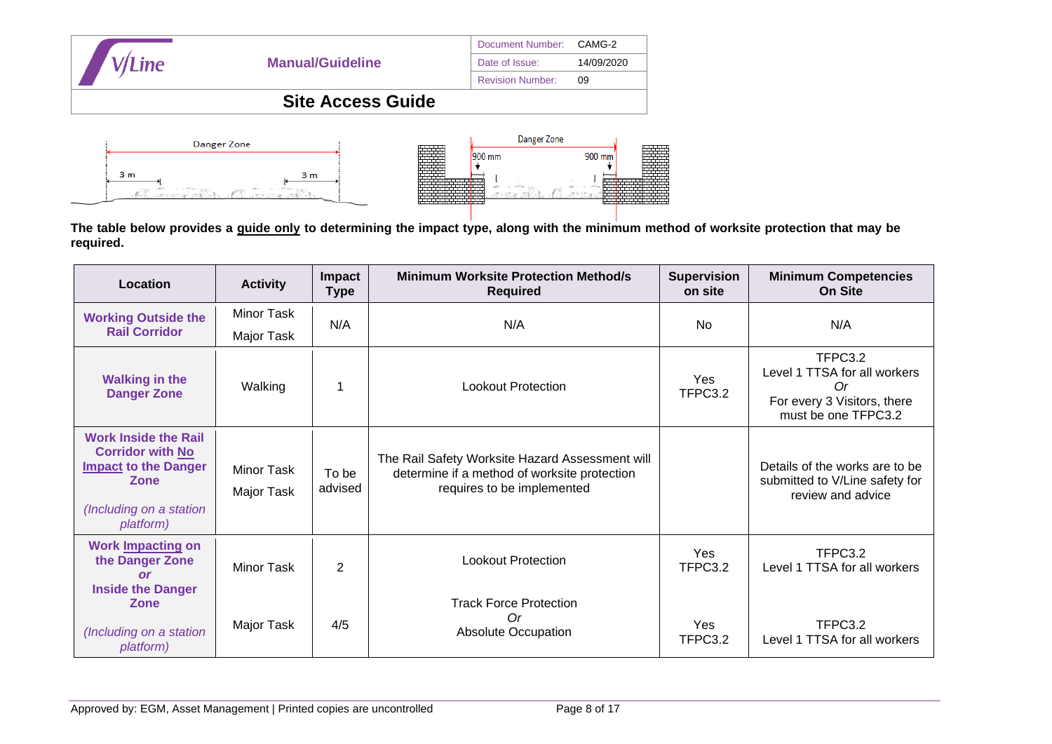The table below provides a guide only to determining the impact type, along with the minimum method of worksite protection that may be required.

| Location | Activity | Impact Type | Minimum Worksite Protection Method/s Required | Supervision on site | Minimum Competencies On Site |
|---|---|---|---|---|---|
| **Working Outside the Rail Corridor** | Minor Task<br>Major Task | N/A | N/A | No | N/A |
| **Walking in the Danger Zone** | Walking | 1 | Lookout Protection | Yes<br>TFPC3.2 | TFPC3.2<br>Level 1 TTSA for all workers<br>*Or*<br>For every 3 Visitors, there must be one TFPC3.2 |
| **Work Inside the Rail Corridor with No Impact to the Danger Zone**<br>*(Including on a station platform)* | Minor Task<br>Major Task | To be advised | The Rail Safety Worksite Hazard Assessment will determine if a method of worksite protection requires to be implemented | | Details of the works are to be submitted to V/Line safety for review and advice |
| **Work Impacting on the Danger Zone *or* Inside the Danger Zone**<br>*(Including on a station platform)* | Minor Task | 2 | Lookout Protection | Yes<br>TFPC3.2 | TFPC3.2<br>Level 1 TTSA for all workers |
| | Major Task | 4/5 | Track Force Protection<br>*Or*<br>Absolute Occupation | Yes<br>TFPC3.2 | TFPC3.2<br>Level 1 TTSA for all workers |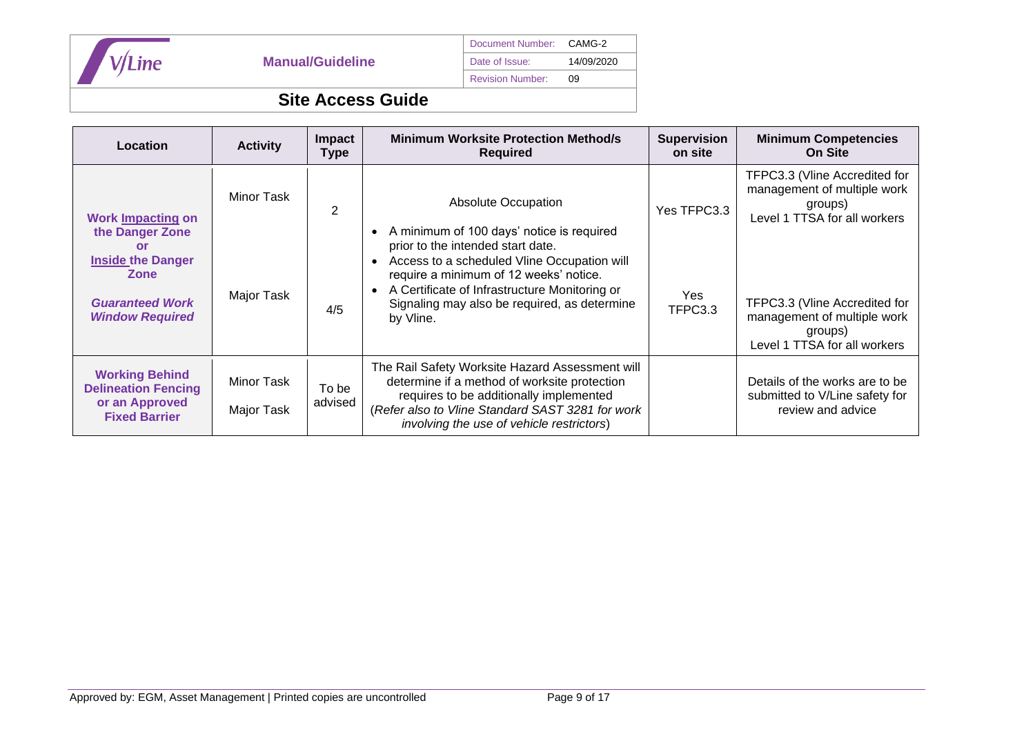## Site Access Guide

| Location | Activity | Impact Type | Minimum Worksite Protection Method/s Required | Supervision on site | Minimum Competencies On Site |
|---|---|---|---|---|---|
| **Work Impacting on the Danger Zone or Inside the Danger Zone** *Guaranteed Work Window Required* | Minor Task | 2 | Absolute Occupation<br>• A minimum of 100 days' notice is required prior to the intended start date.<br>• Access to a scheduled Vline Occupation will require a minimum of 12 weeks' notice.<br>• A Certificate of Infrastructure Monitoring or Signaling may also be required, as determine by Vline. | Yes TFPC3.3 | TFPC3.3 (Vline Accredited for management of multiple work groups)<br>Level 1 TTSA for all workers |
| | Major Task | 4/5 | | Yes TFPC3.3 | TFPC3.3 (Vline Accredited for management of multiple work groups)<br>Level 1 TTSA for all workers |
| **Working Behind Delineation Fencing or an Approved Fixed Barrier** | Minor Task<br>Major Task | To be advised | The Rail Safety Worksite Hazard Assessment will determine if a method of worksite protection requires to be additionally implemented (*Refer also to Vline Standard SAST 3281 for work involving the use of vehicle restrictors*) | | Details of the works are to be submitted to V/Line safety for review and advice |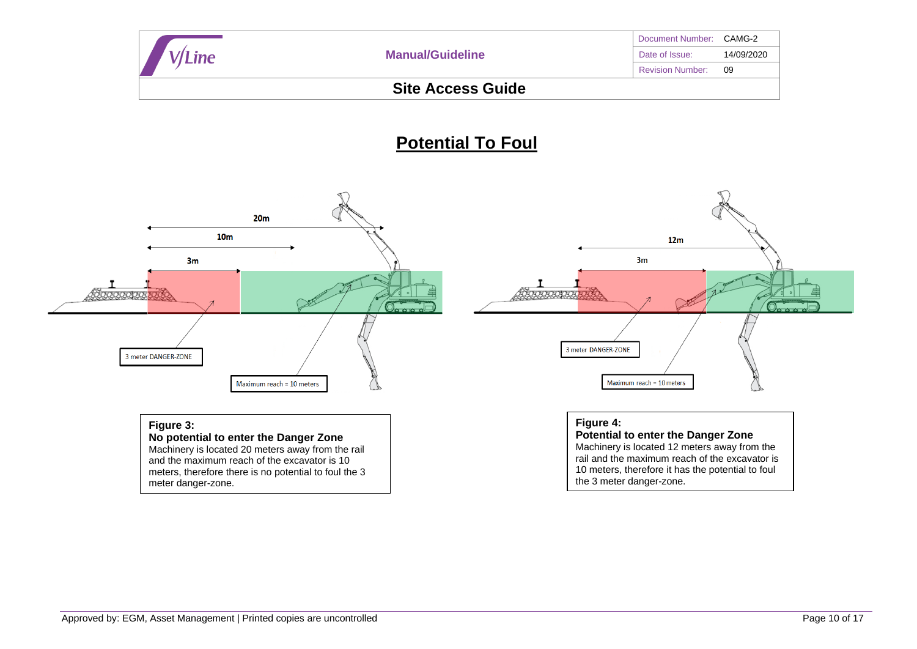# Potential To Foul

20m

10m

3m

3 meter DANGER-ZONE

Maximum reach = 10 meters

12m

3m

3 meter DANGER-ZONE

Maximum reach = 10 meters

**Figure 3:**
**No potential to enter the Danger Zone**
Machinery is located 20 meters away from the rail and the maximum reach of the excavator is 10 meters, therefore there is no potential to foul the 3 meter danger-zone.

**Figure 4:**
**Potential to enter the Danger Zone**
Machinery is located 12 meters away from the rail and the maximum reach of the excavator is 10 meters, therefore it has the potential to foul the 3 meter danger-zone.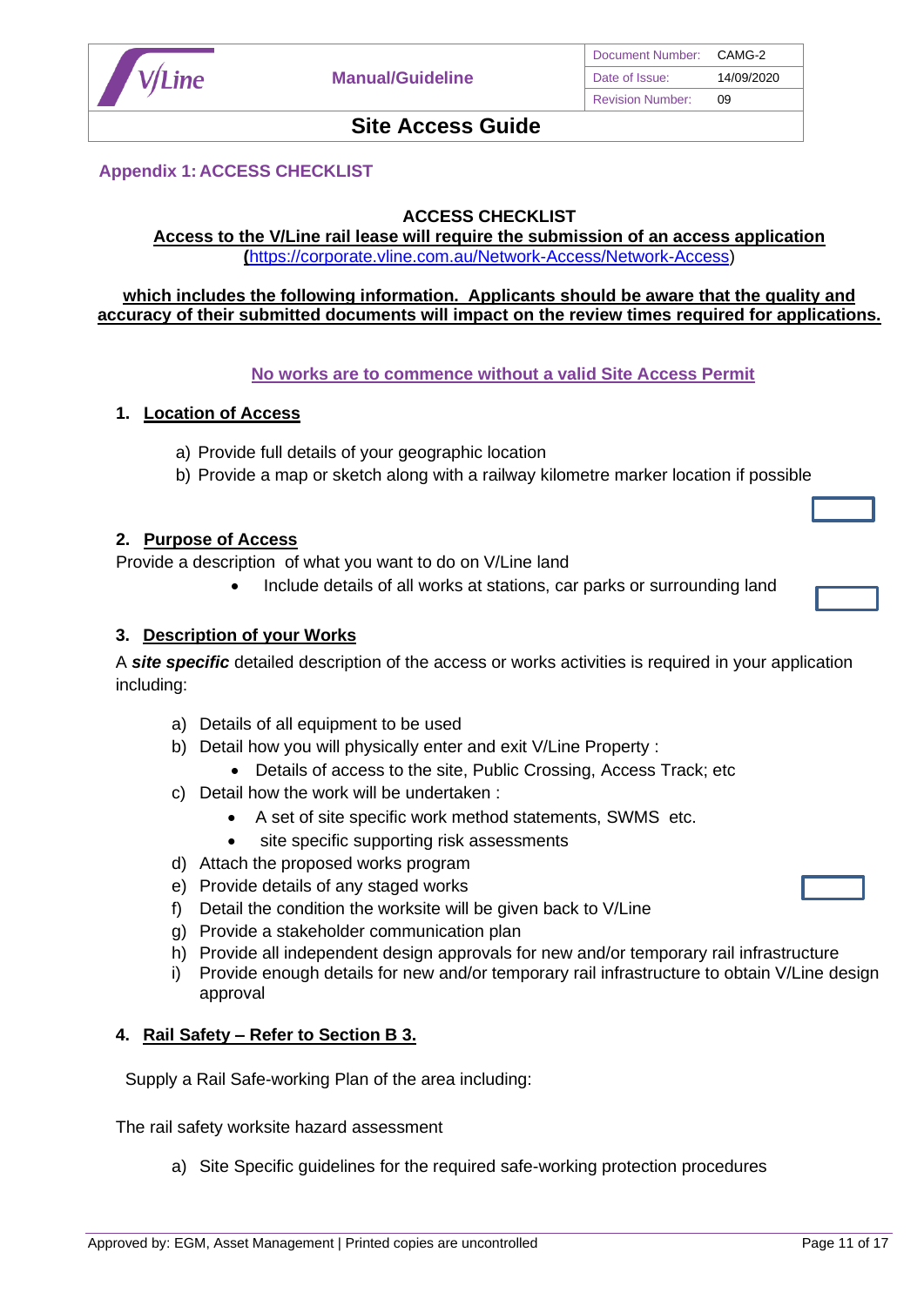## Appendix 1: ACCESS CHECKLIST

**ACCESS CHECKLIST**

**Access to the V/Line rail lease will require the submission of an access application ([https://corporate.vline.com.au/Network-Access/Network-Access](https://corporate.vline.com.au/Network-Access/Network-Access))**

**which includes the following information. Applicants should be aware that the quality and accuracy of their submitted documents will impact on the review times required for applications.**

**No works are to commence without a valid Site Access Permit**

### 1. Location of Access

a) Provide full details of your geographic location
b) Provide a map or sketch along with a railway kilometre marker location if possible

### 2. Purpose of Access

Provide a description of what you want to do on V/Line land

- Include details of all works at stations, car parks or surrounding land

### 3. Description of your Works

A ***site specific*** detailed description of the access or works activities is required in your application including:

a) Details of all equipment to be used
b) Detail how you will physically enter and exit V/Line Property :
    - Details of access to the site, Public Crossing, Access Track; etc
c) Detail how the work will be undertaken :
    - A set of site specific work method statements, SWMS etc.
    - site specific supporting risk assessments
d) Attach the proposed works program
e) Provide details of any staged works
f) Detail the condition the worksite will be given back to V/Line
g) Provide a stakeholder communication plan
h) Provide all independent design approvals for new and/or temporary rail infrastructure
i) Provide enough details for new and/or temporary rail infrastructure to obtain V/Line design approval

### 4. Rail Safety – Refer to Section B 3.

Supply a Rail Safe-working Plan of the area including:

The rail safety worksite hazard assessment

a) Site Specific guidelines for the required safe-working protection procedures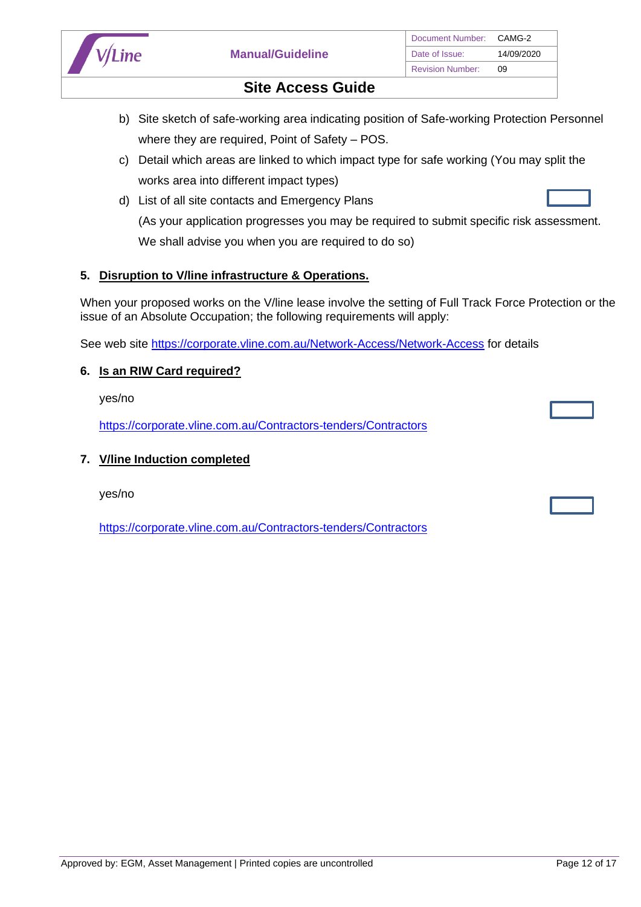b) Site sketch of safe-working area indicating position of Safe-working Protection Personnel where they are required, Point of Safety – POS.

c) Detail which areas are linked to which impact type for safe working (You may split the works area into different impact types)

d) List of all site contacts and Emergency Plans

(As your application progresses you may be required to submit specific risk assessment. We shall advise you when you are required to do so)

## 5. Disruption to V/line infrastructure & Operations.

When your proposed works on the V/line lease involve the setting of Full Track Force Protection or the issue of an Absolute Occupation; the following requirements will apply:

See web site https://corporate.vline.com.au/Network-Access/Network-Access for details

## 6. Is an RIW Card required?

yes/no

https://corporate.vline.com.au/Contractors-tenders/Contractors

## 7. V/line Induction completed

yes/no

https://corporate.vline.com.au/Contractors-tenders/Contractors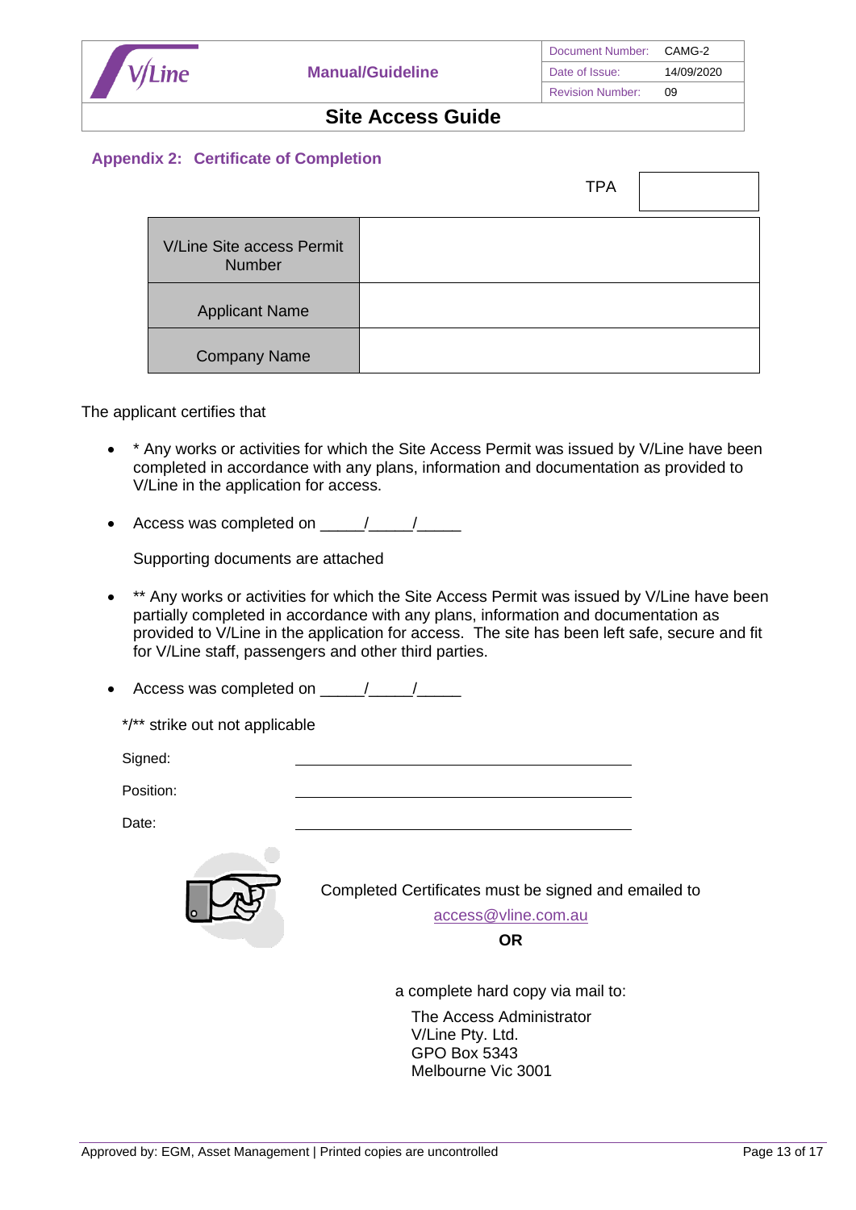## Appendix 2: Certificate of Completion

| TPA | |
|---|---|

| V/Line Site access Permit Number | |
|---|---|
| Applicant Name | |
| Company Name | |

The applicant certifies that

- \* Any works or activities for which the Site Access Permit was issued by V/Line have been completed in accordance with any plans, information and documentation as provided to V/Line in the application for access.
- Access was completed on \_\_\_\_\_/\_\_\_\_\_/\_\_\_\_\_

  Supporting documents are attached

- \*\* Any works or activities for which the Site Access Permit was issued by V/Line have been partially completed in accordance with any plans, information and documentation as provided to V/Line in the application for access. The site has been left safe, secure and fit for V/Line staff, passengers and other third parties.
- Access was completed on \_\_\_\_\_/\_\_\_\_\_/\_\_\_\_\_

*/** strike out not applicable

Signed: \_\_\_\_\_\_\_\_\_\_\_\_\_\_\_\_\_\_\_\_\_\_\_\_\_\_\_\_\_\_\_\_\_\_\_\_

Position: \_\_\_\_\_\_\_\_\_\_\_\_\_\_\_\_\_\_\_\_\_\_\_\_\_\_\_\_\_\_\_\_\_\_\_\_

Date: \_\_\_\_\_\_\_\_\_\_\_\_\_\_\_\_\_\_\_\_\_\_\_\_\_\_\_\_\_\_\_\_\_\_\_\_

Completed Certificates must be signed and emailed to

access@vline.com.au

**OR**

a complete hard copy via mail to:

The Access Administrator
V/Line Pty. Ltd.
GPO Box 5343
Melbourne Vic 3001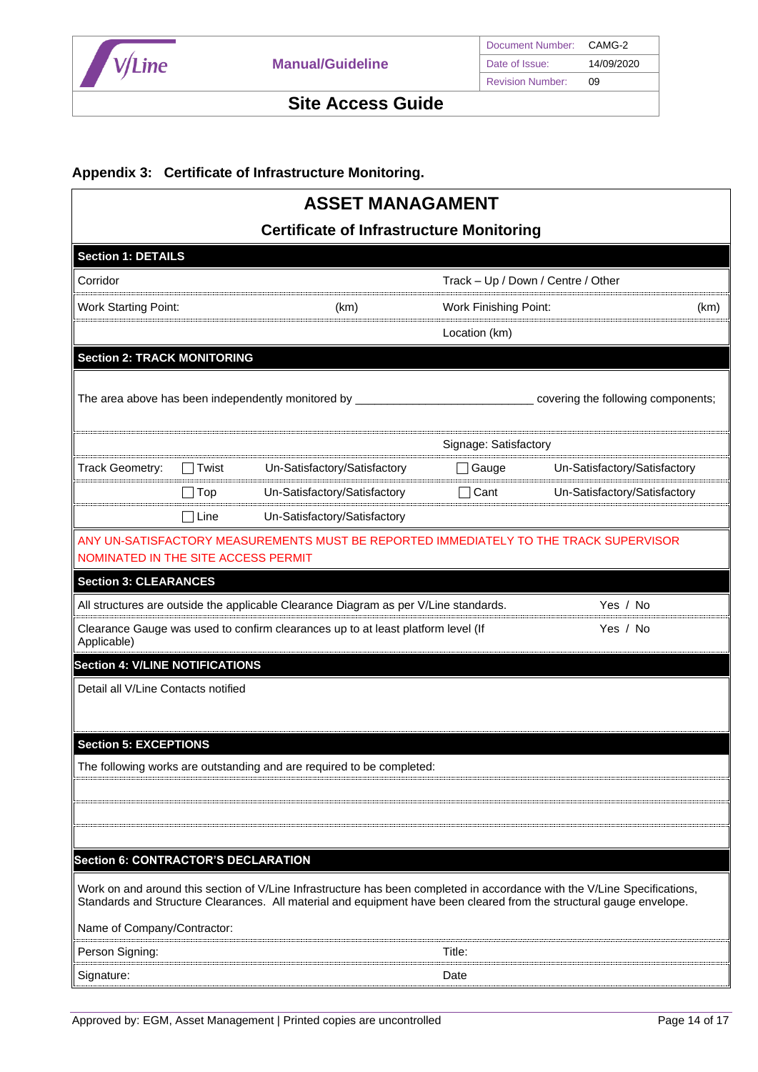## Appendix 3: Certificate of Infrastructure Monitoring.

# ASSET MANAGAMENT

### Certificate of Infrastructure Monitoring

**Section 1: DETAILS**

| Corridor | | Track – Up / Down / Centre / Other | |
|---|---|---|---|
| Work Starting Point: | (km) | Work Finishing Point: | (km) |
| | | Location (km) | |

**Section 2: TRACK MONITORING**

The area above has been independently monitored by ___________________________ covering the following components;

| | | | Signage: Satisfactory | |
|---|---|---|---|---|
| Track Geometry: | ☐ Twist | Un-Satisfactory/Satisfactory | ☐ Gauge | Un-Satisfactory/Satisfactory |
| | ☐ Top | Un-Satisfactory/Satisfactory | ☐ Cant | Un-Satisfactory/Satisfactory |
| | ☐ Line | Un-Satisfactory/Satisfactory | | |

ANY UN-SATISFACTORY MEASUREMENTS MUST BE REPORTED IMMEDIATELY TO THE TRACK SUPERVISOR NOMINATED IN THE SITE ACCESS PERMIT

**Section 3: CLEARANCES**

| | |
|---|---|
| All structures are outside the applicable Clearance Diagram as per V/Line standards. | Yes / No |
| Clearance Gauge was used to confirm clearances up to at least platform level (If Applicable) | Yes / No |

**Section 4: V/LINE NOTIFICATIONS**

Detail all V/Line Contacts notified

**Section 5: EXCEPTIONS**

The following works are outstanding and are required to be completed:

**Section 6: CONTRACTOR'S DECLARATION**

Work on and around this section of V/Line Infrastructure has been completed in accordance with the V/Line Specifications, Standards and Structure Clearances. All material and equipment have been cleared from the structural gauge envelope.

Name of Company/Contractor:

| | |
|---|---|
| Person Signing: | Title: |
| Signature: | Date |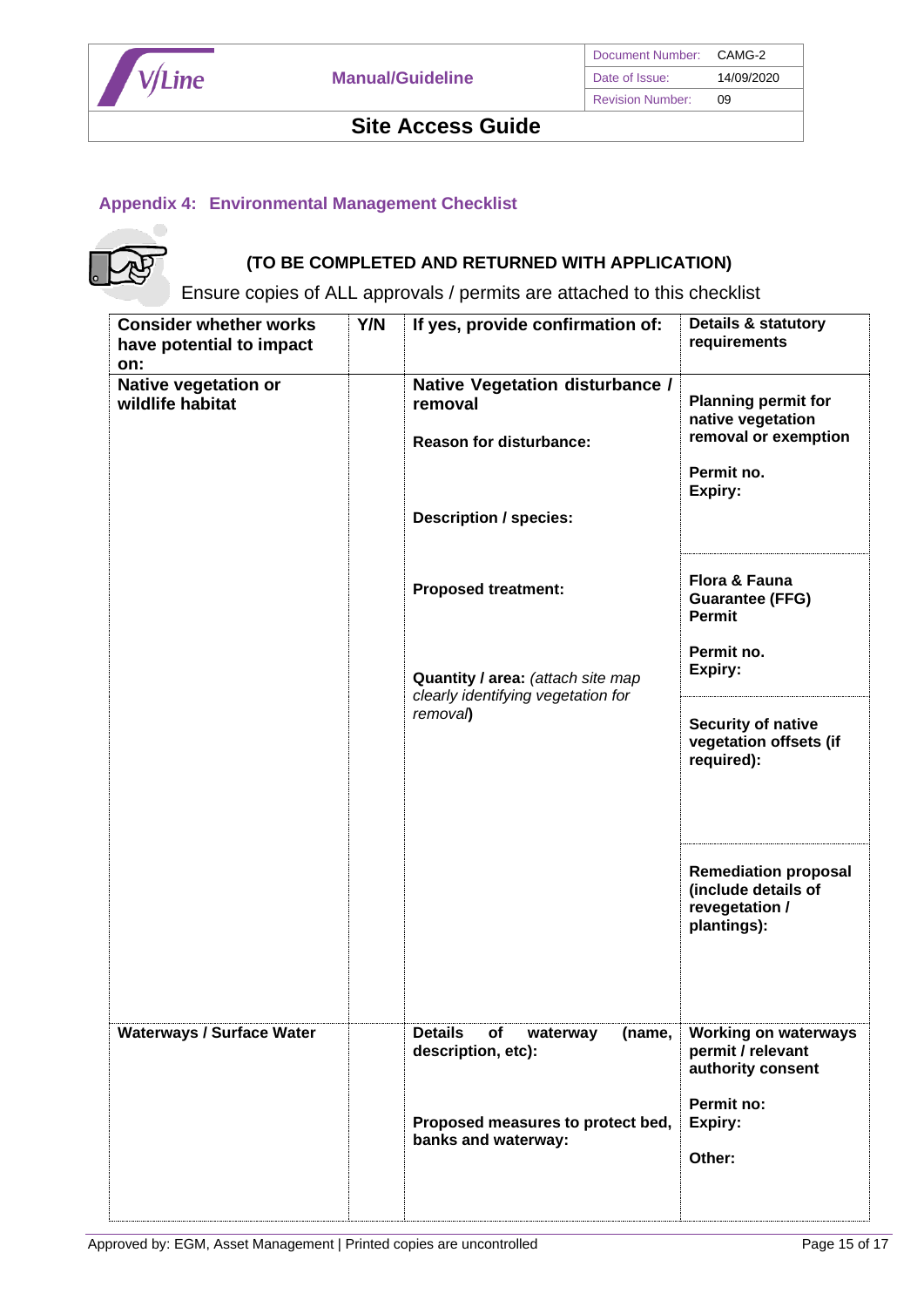## Appendix 4: Environmental Management Checklist

**(TO BE COMPLETED AND RETURNED WITH APPLICATION)**

Ensure copies of ALL approvals / permits are attached to this checklist

| Consider whether works have potential to impact on: | Y/N | If yes, provide confirmation of: | Details & statutory requirements |
|---|---|---|---|
| **Native vegetation or wildlife habitat** | | **Native Vegetation disturbance / removal**<br><br>**Reason for disturbance:**<br><br>**Description / species:** | **Planning permit for native vegetation removal or exemption**<br><br>**Permit no.**<br>**Expiry:** |
| | | **Proposed treatment:**<br><br>**Quantity / area:** *(attach site map clearly identifying vegetation for removal)* | **Flora & Fauna Guarantee (FFG) Permit**<br><br>**Permit no.**<br>**Expiry:** |
| | | | **Security of native vegetation offsets (if required):** |
| | | | **Remediation proposal (include details of revegetation / plantings):** |
| **Waterways / Surface Water** | | **Details of waterway (name, description, etc):**<br><br>**Proposed measures to protect bed, banks and waterway:** | **Working on waterways permit / relevant authority consent**<br><br>**Permit no:**<br>**Expiry:**<br><br>**Other:** |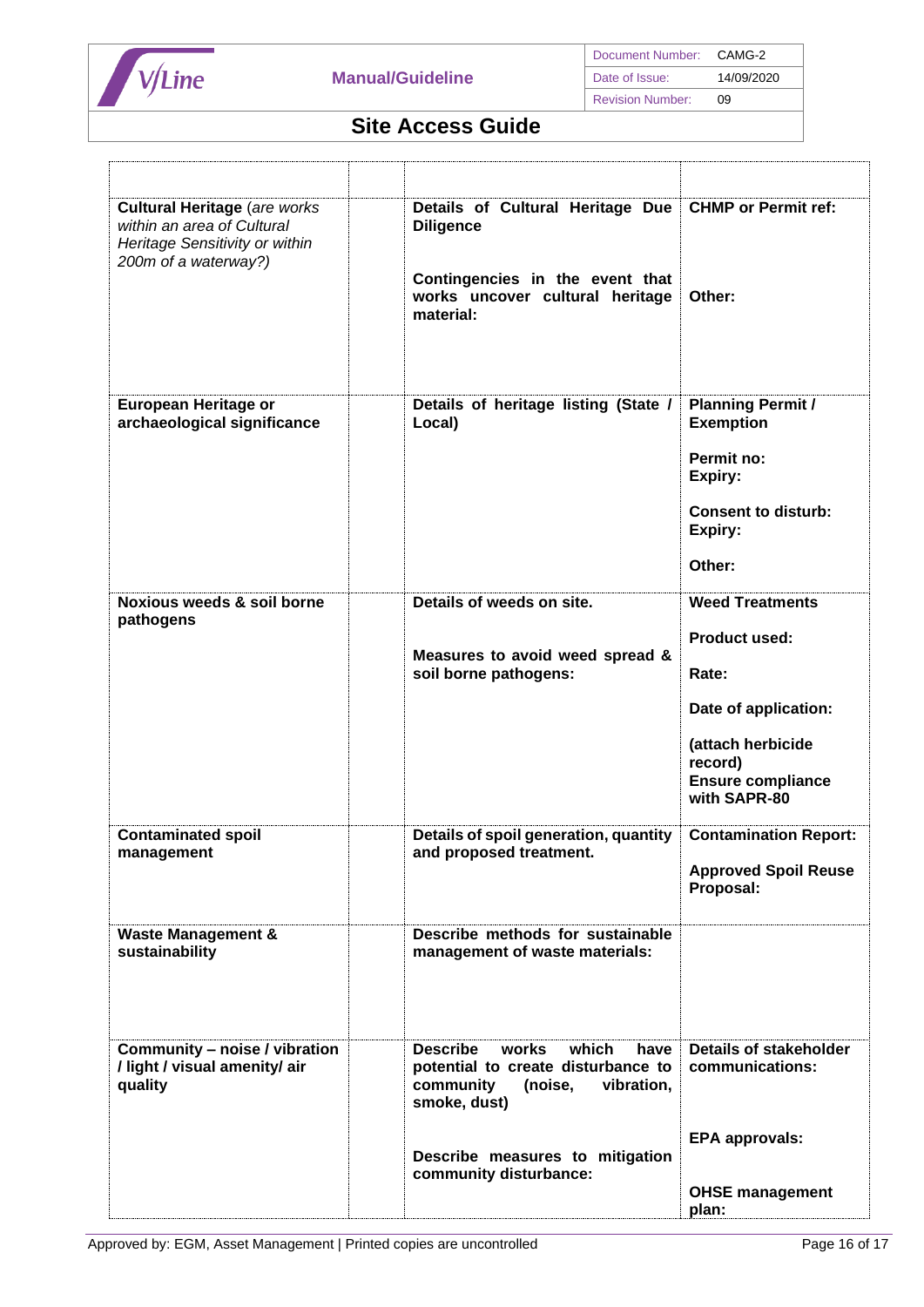## Site Access Guide

| | | | |
|---|---|---|---|
| **Cultural Heritage** (*are works within an area of Cultural Heritage Sensitivity or within 200m of a waterway?*) | | **Details of Cultural Heritage Due Diligence**<br><br>**Contingencies in the event that works uncover cultural heritage material:** | **CHMP or Permit ref:**<br><br>**Other:** |
| **European Heritage or archaeological significance** | | **Details of heritage listing (State / Local)** | **Planning Permit / Exemption**<br><br>**Permit no:**<br>**Expiry:**<br><br>**Consent to disturb:**<br>**Expiry:**<br><br>**Other:** |
| **Noxious weeds & soil borne pathogens** | | **Details of weeds on site.**<br><br>**Measures to avoid weed spread & soil borne pathogens:** | **Weed Treatments**<br><br>**Product used:**<br><br>**Rate:**<br><br>**Date of application:**<br><br>**(attach herbicide record)**<br>**Ensure compliance with SAPR-80** |
| **Contaminated spoil management** | | **Details of spoil generation, quantity and proposed treatment.** | **Contamination Report:**<br><br>**Approved Spoil Reuse Proposal:** |
| **Waste Management & sustainability** | | **Describe methods for sustainable management of waste materials:** | |
| **Community – noise / vibration / light / visual amenity/ air quality** | | **Describe works which have potential to create disturbance to community (noise, vibration, smoke, dust)**<br><br>**Describe measures to mitigation community disturbance:** | **Details of stakeholder communications:**<br><br>**EPA approvals:**<br><br>**OHSE management plan:** |

Approved by: EGM, Asset Management | Printed copies are uncontrolled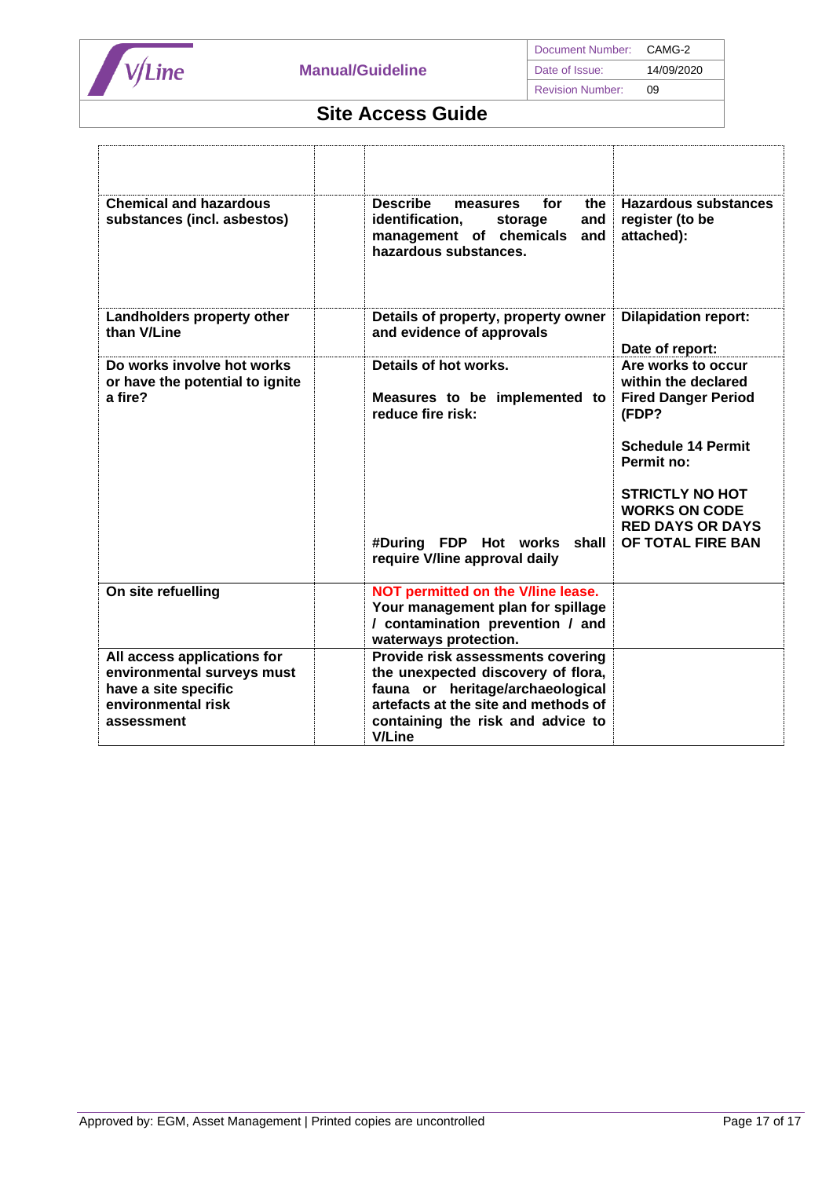| | | | |
|---|---|---|---|
| | | | |
| **Chemical and hazardous substances (incl. asbestos)** | | **Describe measures for the identification, storage and management of chemicals and hazardous substances.** | **Hazardous substances register (to be attached):** |
| **Landholders property other than V/Line** | | **Details of property, property owner and evidence of approvals** | **Dilapidation report:**<br><br>**Date of report:** |
| **Do works involve hot works or have the potential to ignite a fire?** | | **Details of hot works.**<br><br>**Measures to be implemented to reduce fire risk:**<br><br>**#During FDP Hot works shall require V/line approval daily** | **Are works to occur within the declared Fired Danger Period (FDP?**<br><br>**Schedule 14 Permit Permit no:**<br><br>**STRICTLY NO HOT WORKS ON CODE RED DAYS OR DAYS OF TOTAL FIRE BAN** |
| **On site refuelling** | | **NOT permitted on the V/line lease.** **Your management plan for spillage / contamination prevention / and waterways protection.** | |
| **All access applications for environmental surveys must have a site specific environmental risk assessment** | | **Provide risk assessments covering the unexpected discovery of flora, fauna or heritage/archaeological artefacts at the site and methods of containing the risk and advice to V/Line** | |